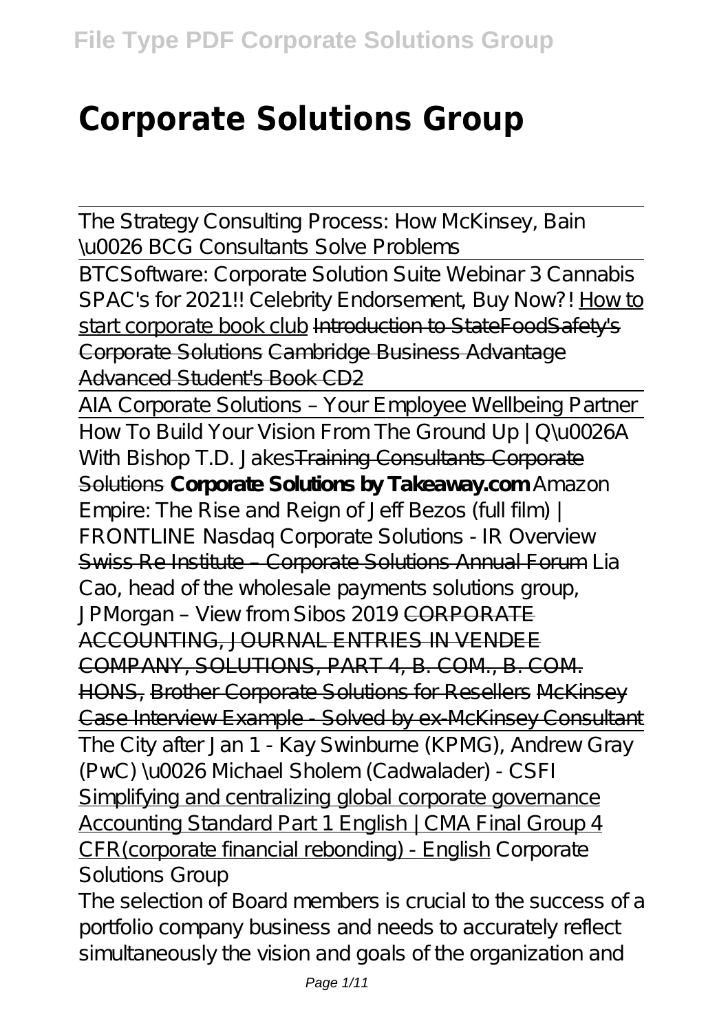# Corporate Solutions Group

The Strategy Consulting Process: How McKinsey, Bain \u0026 BCG Consultants Solve Problems

BTCSoftware: Corporate Solution Suite Webinar 3 Cannabis SPAC's for 2021!! Celebrity Endorsement, Buy Now?! How to start corporate book club ~~Introduction to StateFoodSafety's Corporate Solutions~~ ~~Cambridge Business Advantage Advanced Student's Book CD2~~

AIA Corporate Solutions – Your Employee Wellbeing Partner

How To Build Your Vision From The Ground Up | Q\u0026A With Bishop T.D. Jakes ~~Training Consultants Corporate Solutions~~ **Corporate Solutions by Takeaway.com** *Amazon Empire: The Rise and Reign of Jeff Bezos (full film) | FRONTLINE* *Nasdaq Corporate Solutions - IR Overview* ~~Swiss Re Institute – Corporate Solutions Annual Forum~~ *Lia Cao, head of the wholesale payments solutions group, JPMorgan – View from Sibos 2019* ~~CORPORATE ACCOUNTING, JOURNAL ENTRIES IN VENDEE COMPANY, SOLUTIONS, PART 4, B. COM., B. COM. HONS,~~ ~~Brother Corporate Solutions for Resellers~~ ~~McKinsey Case Interview Example - Solved by ex-McKinsey Consultant~~

The City after Jan 1 - Kay Swinburne (KPMG), Andrew Gray (PwC) \u0026 Michael Sholem (Cadwalader) - CSFI

Simplifying and centralizing global corporate governance Accounting Standard Part 1 English | CMA Final Group 4 CFR(corporate financial rebonding) - English *Corporate Solutions Group*

The selection of Board members is crucial to the success of a portfolio company business and needs to accurately reflect simultaneously the vision and goals of the organization and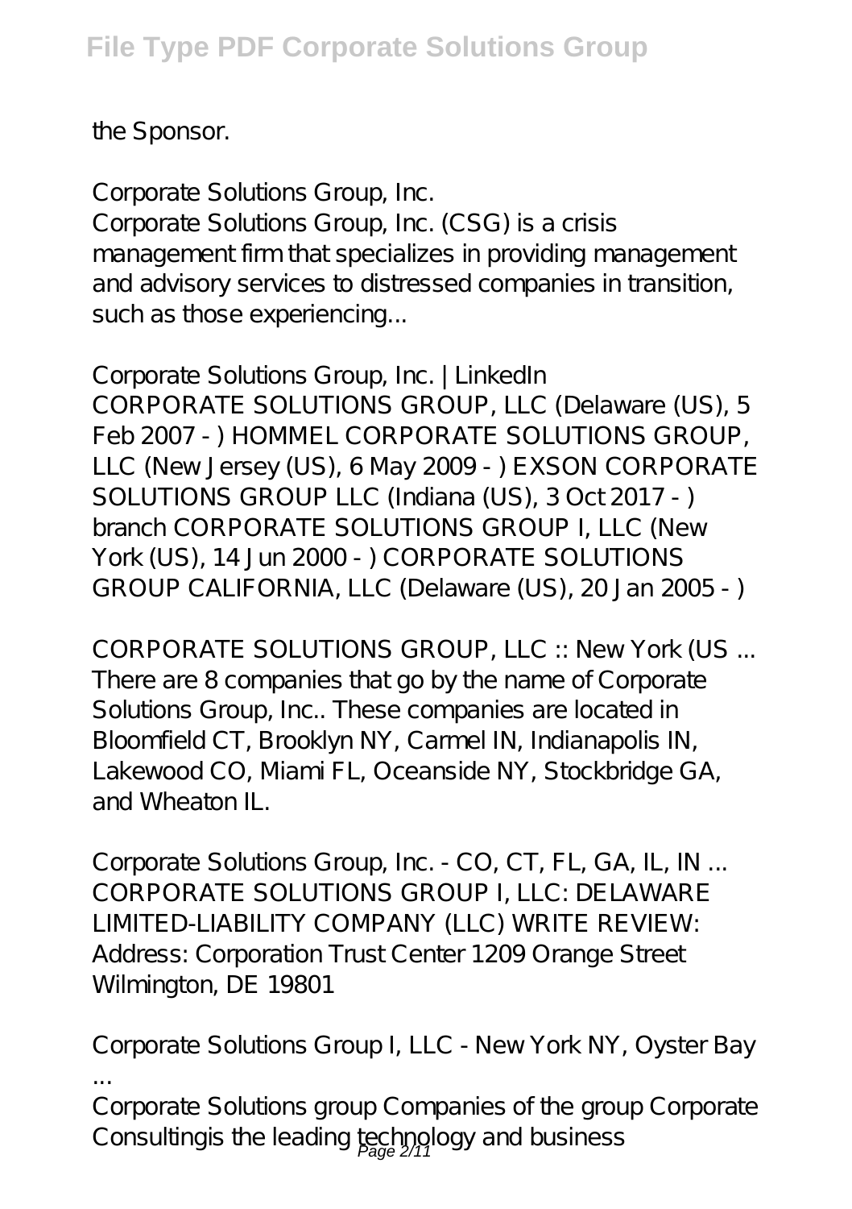the Sponsor.

## Corporate Solutions Group, Inc.

Corporate Solutions Group, Inc. (CSG) is a crisis management firm that specializes in providing management and advisory services to distressed companies in transition, such as those experiencing...

## Corporate Solutions Group, Inc. | LinkedIn

CORPORATE SOLUTIONS GROUP, LLC (Delaware (US), 5 Feb 2007 - ) HOMMEL CORPORATE SOLUTIONS GROUP, LLC (New Jersey (US), 6 May 2009 - ) EXSON CORPORATE SOLUTIONS GROUP LLC (Indiana (US), 3 Oct 2017 - ) branch CORPORATE SOLUTIONS GROUP I, LLC (New York (US), 14 Jun 2000 - ) CORPORATE SOLUTIONS GROUP CALIFORNIA, LLC (Delaware (US), 20 Jan 2005 - )

## CORPORATE SOLUTIONS GROUP, LLC :: New York (US ...

There are 8 companies that go by the name of Corporate Solutions Group, Inc.. These companies are located in Bloomfield CT, Brooklyn NY, Carmel IN, Indianapolis IN, Lakewood CO, Miami FL, Oceanside NY, Stockbridge GA, and Wheaton IL.

## Corporate Solutions Group, Inc. - CO, CT, FL, GA, IL, IN ...

CORPORATE SOLUTIONS GROUP I, LLC: DELAWARE LIMITED-LIABILITY COMPANY (LLC) WRITE REVIEW: Address: Corporation Trust Center 1209 Orange Street Wilmington, DE 19801

## Corporate Solutions Group I, LLC - New York NY, Oyster Bay ...

Corporate Solutions group Companies of the group Corporate Consultingis the leading technology and business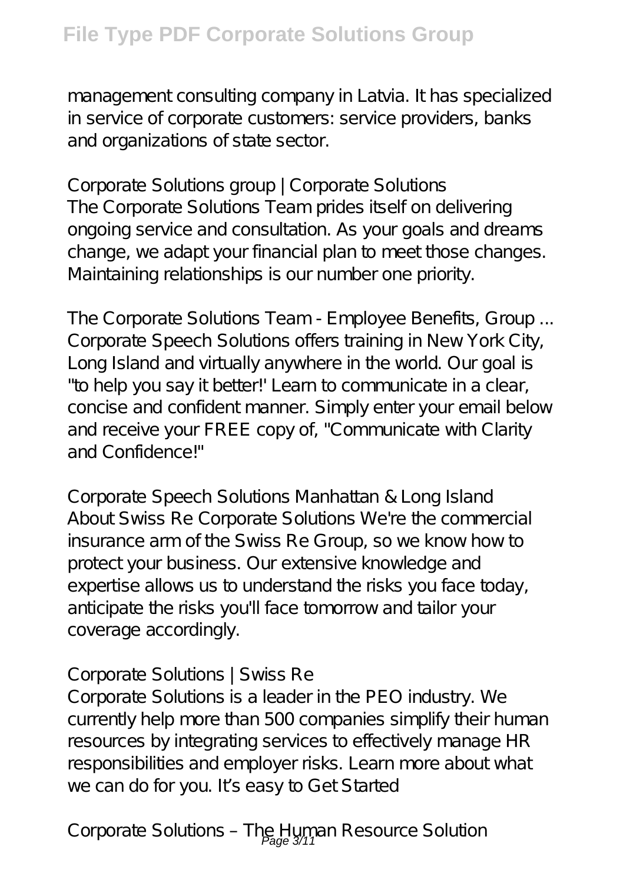management consulting company in Latvia. It has specialized in service of corporate customers: service providers, banks and organizations of state sector.

Corporate Solutions group | Corporate Solutions
The Corporate Solutions Team prides itself on delivering ongoing service and consultation. As your goals and dreams change, we adapt your financial plan to meet those changes. Maintaining relationships is our number one priority.

The Corporate Solutions Team - Employee Benefits, Group ...
Corporate Speech Solutions offers training in New York City, Long Island and virtually anywhere in the world. Our goal is "to help you say it better!' Learn to communicate in a clear, concise and confident manner. Simply enter your email below and receive your FREE copy of, "Communicate with Clarity and Confidence!"

Corporate Speech Solutions Manhattan & Long Island
About Swiss Re Corporate Solutions We're the commercial insurance arm of the Swiss Re Group, so we know how to protect your business. Our extensive knowledge and expertise allows us to understand the risks you face today, anticipate the risks you'll face tomorrow and tailor your coverage accordingly.

Corporate Solutions | Swiss Re
Corporate Solutions is a leader in the PEO industry. We currently help more than 500 companies simplify their human resources by integrating services to effectively manage HR responsibilities and employer risks. Learn more about what we can do for you. It's easy to Get Started

Corporate Solutions – The Human Resource Solution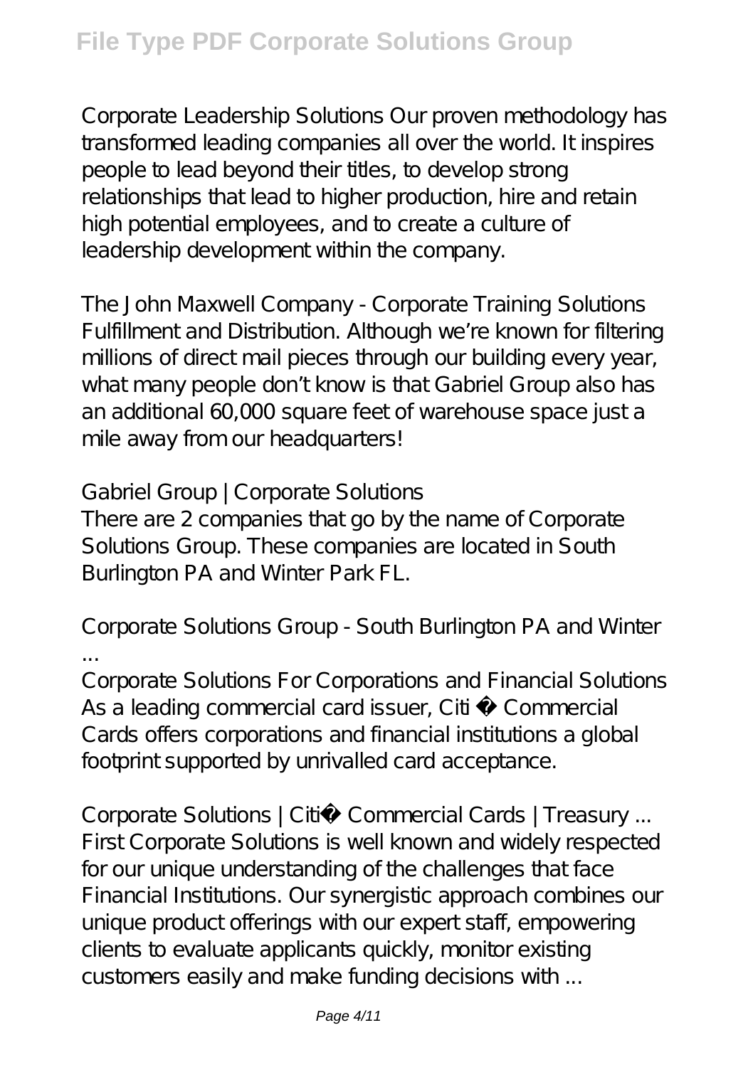Corporate Leadership Solutions Our proven methodology has transformed leading companies all over the world. It inspires people to lead beyond their titles, to develop strong relationships that lead to higher production, hire and retain high potential employees, and to create a culture of leadership development within the company.

*The John Maxwell Company - Corporate Training Solutions*
Fulfillment and Distribution. Although we're known for filtering millions of direct mail pieces through our building every year, what many people don't know is that Gabriel Group also has an additional 60,000 square feet of warehouse space just a mile away from our headquarters!

*Gabriel Group | Corporate Solutions*
There are 2 companies that go by the name of Corporate Solutions Group. These companies are located in South Burlington PA and Winter Park FL.

*Corporate Solutions Group - South Burlington PA and Winter ...*
Corporate Solutions For Corporations and Financial Solutions As a leading commercial card issuer, Citi ® Commercial Cards offers corporations and financial institutions a global footprint supported by unrivalled card acceptance.

*Corporate Solutions | Citi® Commercial Cards | Treasury ...*
First Corporate Solutions is well known and widely respected for our unique understanding of the challenges that face Financial Institutions. Our synergistic approach combines our unique product offerings with our expert staff, empowering clients to evaluate applicants quickly, monitor existing customers easily and make funding decisions with ...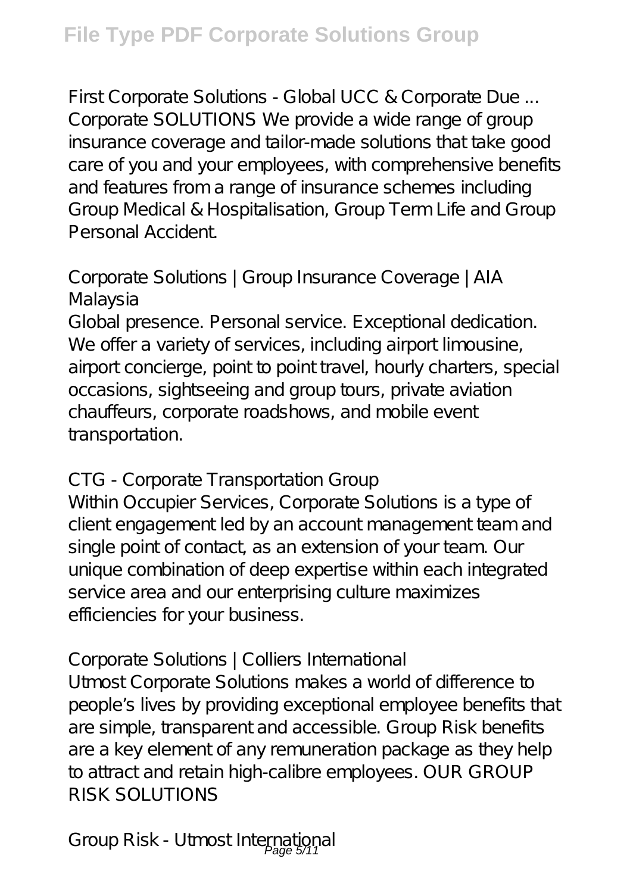First Corporate Solutions - Global UCC & Corporate Due ...
Corporate SOLUTIONS We provide a wide range of group insurance coverage and tailor-made solutions that take good care of you and your employees, with comprehensive benefits and features from a range of insurance schemes including Group Medical & Hospitalisation, Group Term Life and Group Personal Accident.

Corporate Solutions | Group Insurance Coverage | AIA Malaysia
Global presence. Personal service. Exceptional dedication. We offer a variety of services, including airport limousine, airport concierge, point to point travel, hourly charters, special occasions, sightseeing and group tours, private aviation chauffeurs, corporate roadshows, and mobile event transportation.

CTG - Corporate Transportation Group
Within Occupier Services, Corporate Solutions is a type of client engagement led by an account management team and single point of contact, as an extension of your team. Our unique combination of deep expertise within each integrated service area and our enterprising culture maximizes efficiencies for your business.

Corporate Solutions | Colliers International
Utmost Corporate Solutions makes a world of difference to people's lives by providing exceptional employee benefits that are simple, transparent and accessible. Group Risk benefits are a key element of any remuneration package as they help to attract and retain high-calibre employees. OUR GROUP RISK SOLUTIONS

Group Risk - Utmost International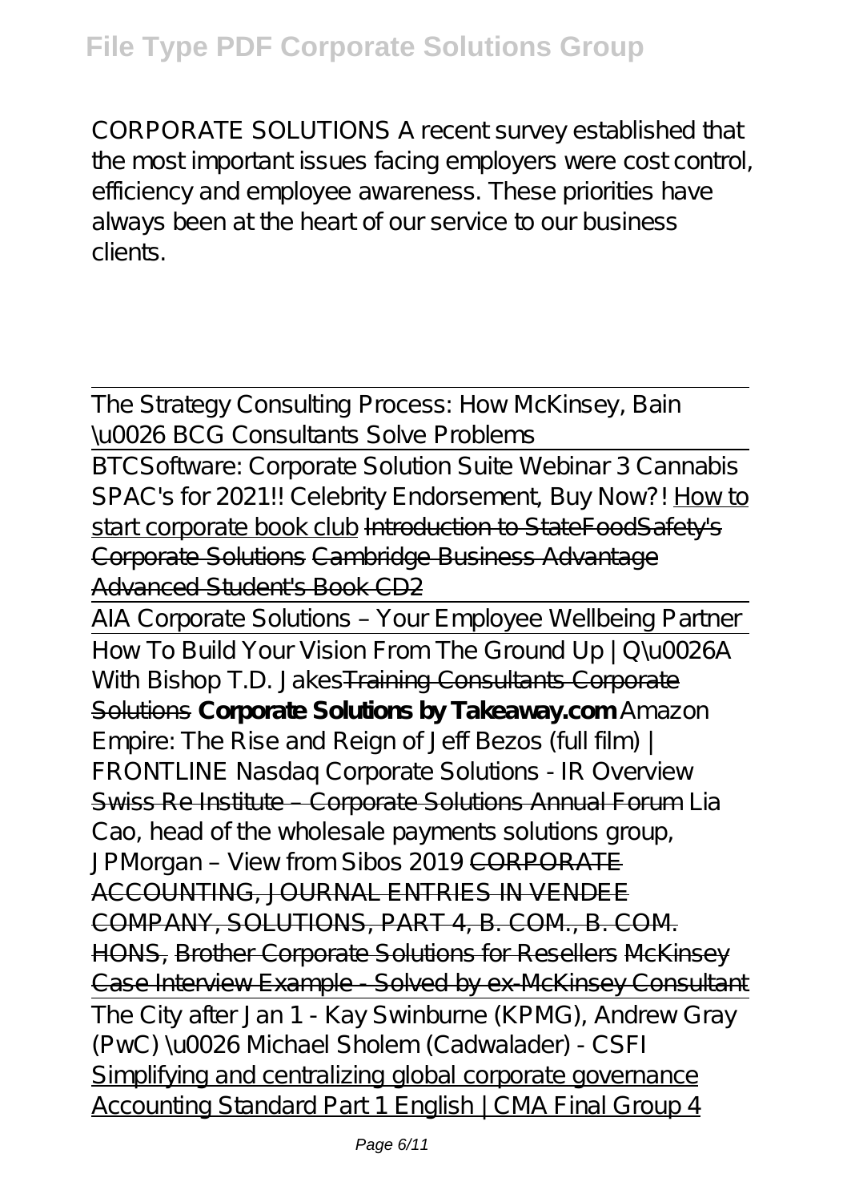CORPORATE SOLUTIONS A recent survey established that the most important issues facing employers were cost control, efficiency and employee awareness. These priorities have always been at the heart of our service to our business clients.

The Strategy Consulting Process: How McKinsey, Bain \u0026 BCG Consultants Solve Problems

BTCSoftware: Corporate Solution Suite Webinar 3 Cannabis SPAC's for 2021!! Celebrity Endorsement, Buy Now?! How to start corporate book club ~~Introduction to StateFoodSafety's Corporate Solutions~~ ~~Cambridge Business Advantage Advanced Student's Book CD2~~

AIA Corporate Solutions – Your Employee Wellbeing Partner

How To Build Your Vision From The Ground Up | Q\u0026A With Bishop T.D. Jakes~~Training Consultants Corporate Solutions~~ **Corporate Solutions by Takeaway.com** Amazon Empire: The Rise and Reign of Jeff Bezos (full film) | FRONTLINE Nasdaq Corporate Solutions - IR Overview ~~Swiss Re Institute – Corporate Solutions Annual Forum~~ Lia Cao, head of the wholesale payments solutions group, JPMorgan – View from Sibos 2019 ~~CORPORATE ACCOUNTING, JOURNAL ENTRIES IN VENDEE COMPANY, SOLUTIONS, PART 4, B. COM., B. COM. HONS,~~ ~~Brother Corporate Solutions for Resellers~~ ~~McKinsey Case Interview Example - Solved by ex-McKinsey Consultant~~

The City after Jan 1 - Kay Swinburne (KPMG), Andrew Gray (PwC) \u0026 Michael Sholem (Cadwalader) - CSFI

Simplifying and centralizing global corporate governance

Accounting Standard Part 1 English | CMA Final Group 4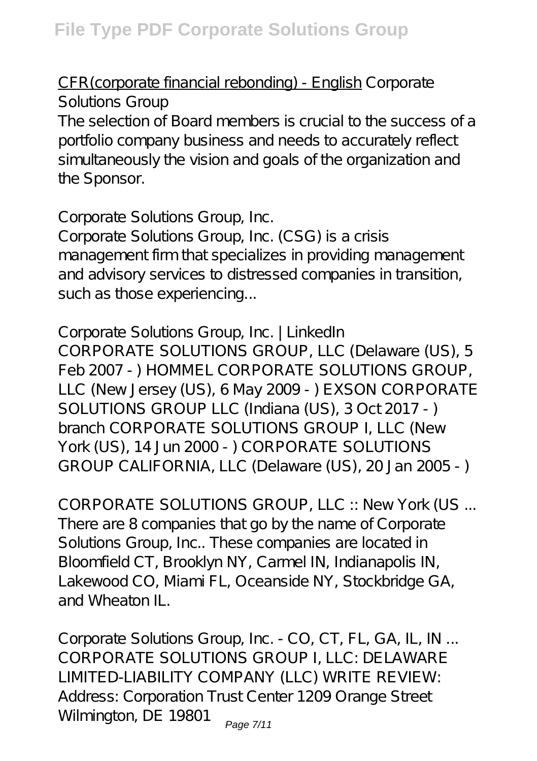CFR(corporate financial rebonding) - English *Corporate Solutions Group*

The selection of Board members is crucial to the success of a portfolio company business and needs to accurately reflect simultaneously the vision and goals of the organization and the Sponsor.

*Corporate Solutions Group, Inc.*

Corporate Solutions Group, Inc. (CSG) is a crisis management firm that specializes in providing management and advisory services to distressed companies in transition, such as those experiencing...

*Corporate Solutions Group, Inc. | LinkedIn*

CORPORATE SOLUTIONS GROUP, LLC (Delaware (US), 5 Feb 2007 - ) HOMMEL CORPORATE SOLUTIONS GROUP, LLC (New Jersey (US), 6 May 2009 - ) EXSON CORPORATE SOLUTIONS GROUP LLC (Indiana (US), 3 Oct 2017 - ) branch CORPORATE SOLUTIONS GROUP I, LLC (New York (US), 14 Jun 2000 - ) CORPORATE SOLUTIONS GROUP CALIFORNIA, LLC (Delaware (US), 20 Jan 2005 - )

*CORPORATE SOLUTIONS GROUP, LLC :: New York (US ...*

There are 8 companies that go by the name of Corporate Solutions Group, Inc.. These companies are located in Bloomfield CT, Brooklyn NY, Carmel IN, Indianapolis IN, Lakewood CO, Miami FL, Oceanside NY, Stockbridge GA, and Wheaton IL.

*Corporate Solutions Group, Inc. - CO, CT, FL, GA, IL, IN ...*

CORPORATE SOLUTIONS GROUP I, LLC: DELAWARE LIMITED-LIABILITY COMPANY (LLC) WRITE REVIEW: Address: Corporation Trust Center 1209 Orange Street Wilmington, DE 19801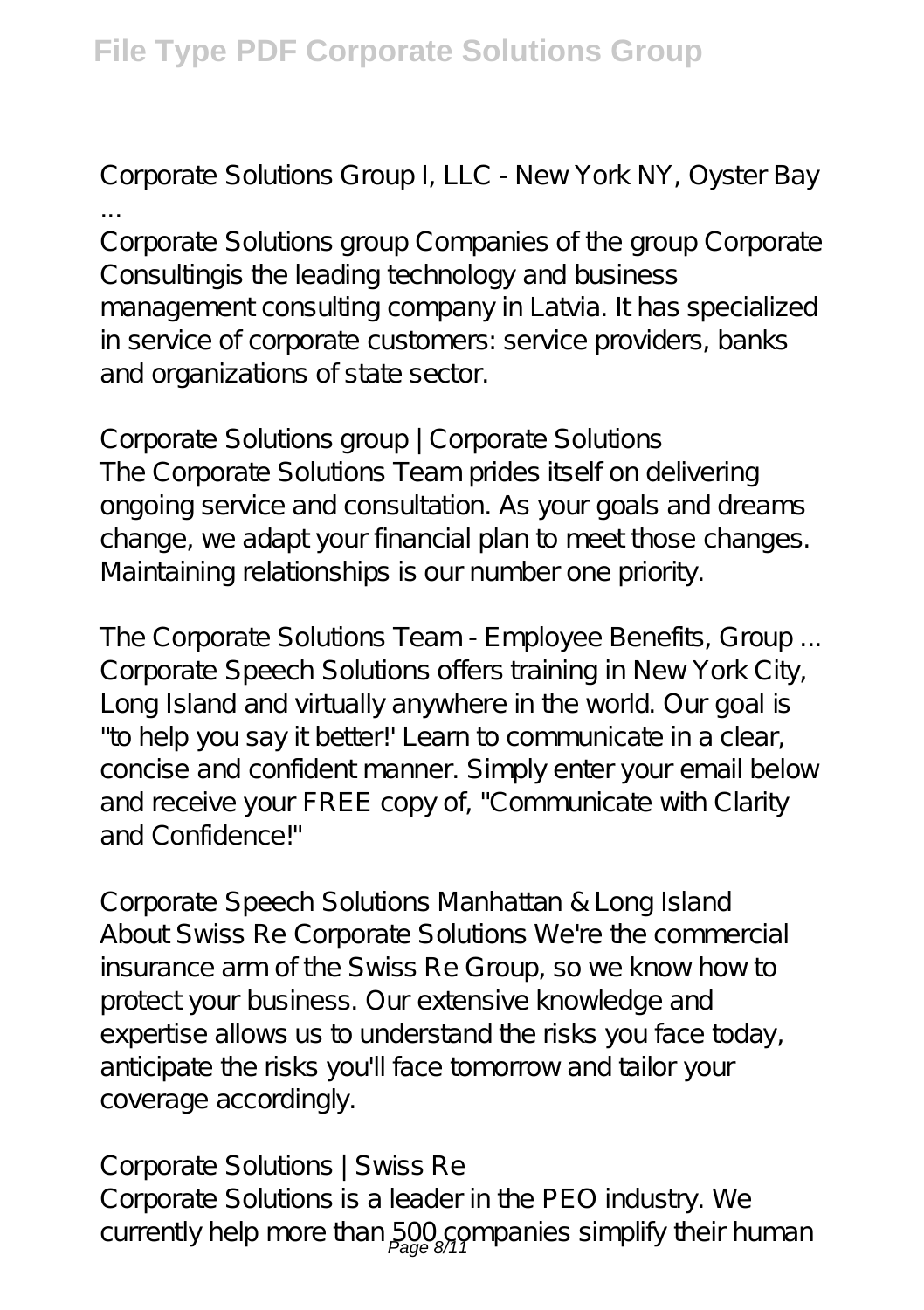Corporate Solutions Group I, LLC - New York NY, Oyster Bay ...

Corporate Solutions group Companies of the group Corporate Consultingis the leading technology and business management consulting company in Latvia. It has specialized in service of corporate customers: service providers, banks and organizations of state sector.

Corporate Solutions group | Corporate Solutions

The Corporate Solutions Team prides itself on delivering ongoing service and consultation. As your goals and dreams change, we adapt your financial plan to meet those changes. Maintaining relationships is our number one priority.

The Corporate Solutions Team - Employee Benefits, Group ...

Corporate Speech Solutions offers training in New York City, Long Island and virtually anywhere in the world. Our goal is "to help you say it better!' Learn to communicate in a clear, concise and confident manner. Simply enter your email below and receive your FREE copy of, "Communicate with Clarity and Confidence!"

Corporate Speech Solutions Manhattan & Long Island

About Swiss Re Corporate Solutions We're the commercial insurance arm of the Swiss Re Group, so we know how to protect your business. Our extensive knowledge and expertise allows us to understand the risks you face today, anticipate the risks you'll face tomorrow and tailor your coverage accordingly.

Corporate Solutions | Swiss Re

Corporate Solutions is a leader in the PEO industry. We currently help more than 500 companies simplify their human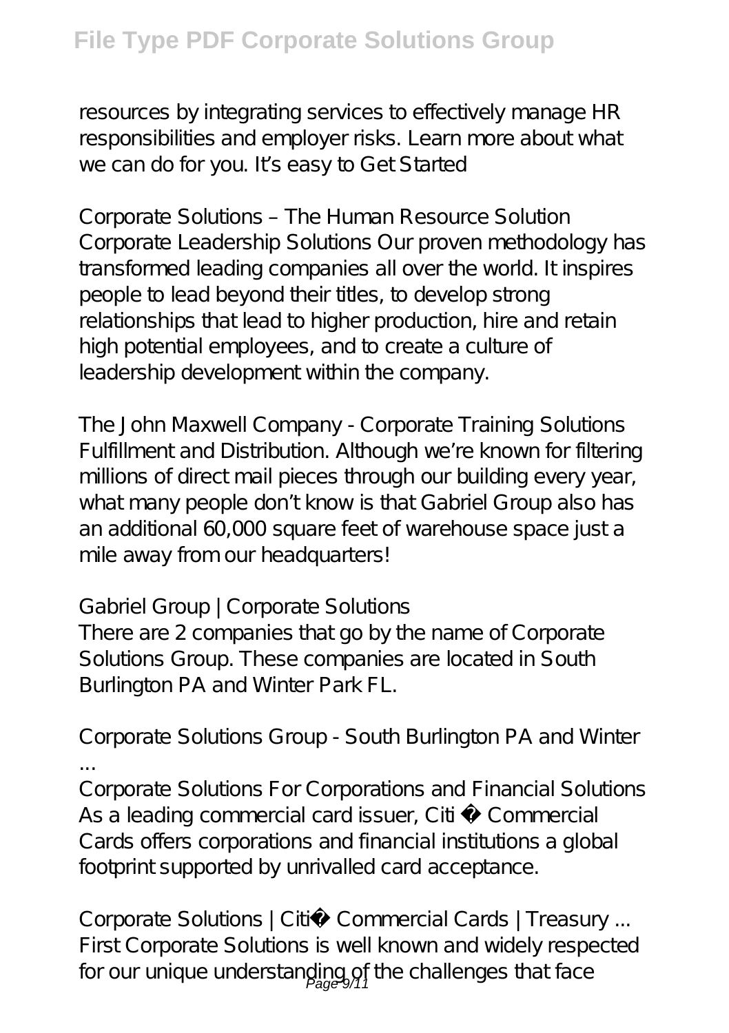resources by integrating services to effectively manage HR responsibilities and employer risks. Learn more about what we can do for you. It's easy to Get Started

*Corporate Solutions – The Human Resource Solution*
Corporate Leadership Solutions Our proven methodology has transformed leading companies all over the world. It inspires people to lead beyond their titles, to develop strong relationships that lead to higher production, hire and retain high potential employees, and to create a culture of leadership development within the company.

*The John Maxwell Company - Corporate Training Solutions*
Fulfillment and Distribution. Although we're known for filtering millions of direct mail pieces through our building every year, what many people don't know is that Gabriel Group also has an additional 60,000 square feet of warehouse space just a mile away from our headquarters!

*Gabriel Group | Corporate Solutions*
There are 2 companies that go by the name of Corporate Solutions Group. These companies are located in South Burlington PA and Winter Park FL.

*Corporate Solutions Group - South Burlington PA and Winter ...*
Corporate Solutions For Corporations and Financial Solutions As a leading commercial card issuer, Citi ® Commercial Cards offers corporations and financial institutions a global footprint supported by unrivalled card acceptance.

*Corporate Solutions | Citi® Commercial Cards | Treasury ...*
First Corporate Solutions is well known and widely respected for our unique understanding of the challenges that face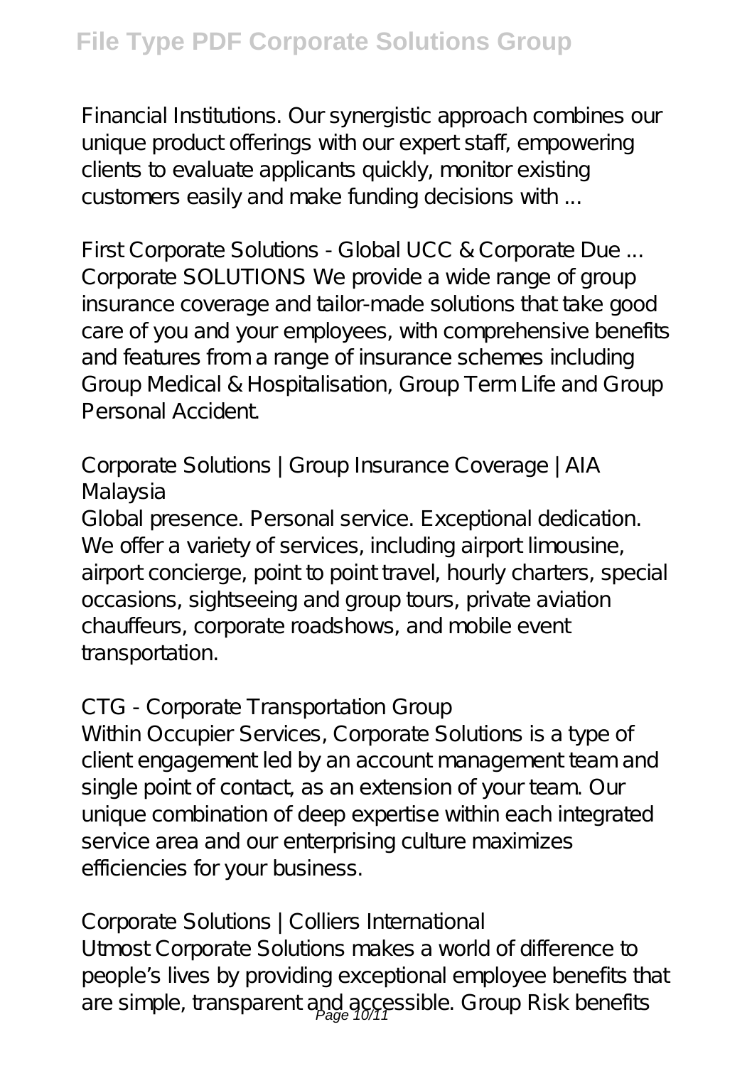Financial Institutions. Our synergistic approach combines our unique product offerings with our expert staff, empowering clients to evaluate applicants quickly, monitor existing customers easily and make funding decisions with ...

First Corporate Solutions - Global UCC & Corporate Due ...
Corporate SOLUTIONS We provide a wide range of group insurance coverage and tailor-made solutions that take good care of you and your employees, with comprehensive benefits and features from a range of insurance schemes including Group Medical & Hospitalisation, Group Term Life and Group Personal Accident.

Corporate Solutions | Group Insurance Coverage | AIA Malaysia
Global presence. Personal service. Exceptional dedication. We offer a variety of services, including airport limousine, airport concierge, point to point travel, hourly charters, special occasions, sightseeing and group tours, private aviation chauffeurs, corporate roadshows, and mobile event transportation.

CTG - Corporate Transportation Group
Within Occupier Services, Corporate Solutions is a type of client engagement led by an account management team and single point of contact, as an extension of your team. Our unique combination of deep expertise within each integrated service area and our enterprising culture maximizes efficiencies for your business.

Corporate Solutions | Colliers International
Utmost Corporate Solutions makes a world of difference to people's lives by providing exceptional employee benefits that are simple, transparent and accessible. Group Risk benefits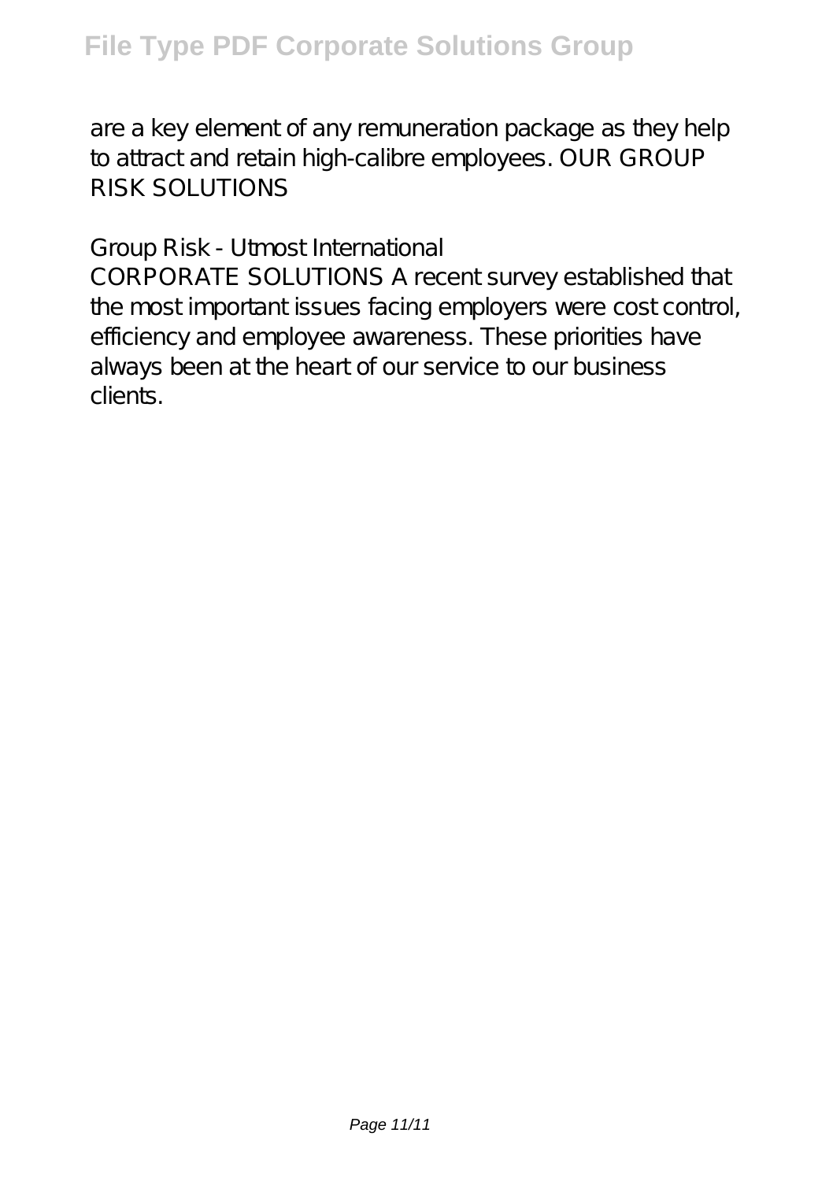are a key element of any remuneration package as they help to attract and retain high-calibre employees. OUR GROUP RISK SOLUTIONS

Group Risk - Utmost International

CORPORATE SOLUTIONS A recent survey established that the most important issues facing employers were cost control, efficiency and employee awareness. These priorities have always been at the heart of our service to our business clients.